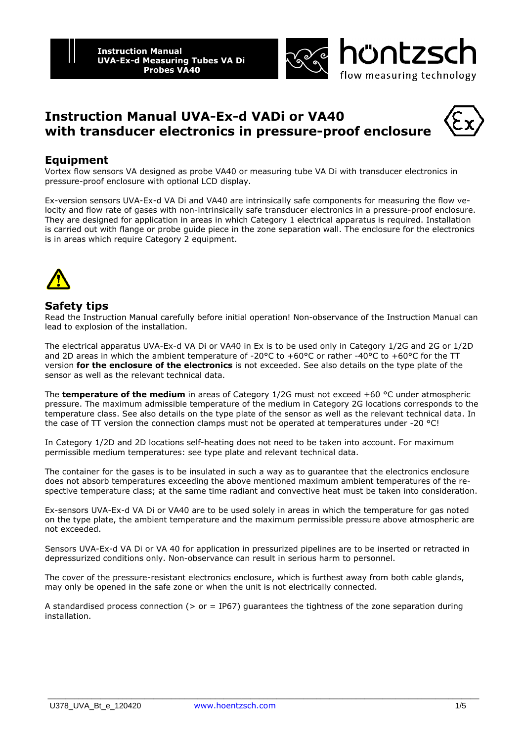# Instruction Manual UVA-Ex-d VADi or VA40 with transducer electronics in pressure-proof enclosure

## Equipment

Vortex flow sensors VA designed as probe VA40 or measuring tube VA Di with transducer electronics in pressure-proof enclosure with optional LCD display.

Ex-version sensors UVA-Ex-d VA Di and VA40 are intrinsically safe components for measuring the flow velocity and flow rate of gases with non-intrinsically safe transducer electronics in a pressure-proof enclosure. They are designed for application in areas in which Category 1 electrical apparatus is required. Installation is carried out with flange or probe guide piece in the zone separation wall. The enclosure for the electronics is in areas which require Category 2 equipment.

## Safety tips

Read the Instruction Manual carefully before initial operation! Non-observance of the Instruction Manual can lead to explosion of the installation.

The electrical apparatus UVA-Ex-d VA Di or VA40 in Ex is to be used only in Category 1/2G and 2G or 1/2D and 2D areas in which the ambient temperature of -20°C to +60°C or rather -40°C to +60°C for the TT version **for the enclosure of the electronics** is not exceeded. See also details on the type plate of the sensor as well as the relevant technical data.

The **temperature of the medium** in areas of Category 1/2G must not exceed +60 °C under atmospheric pressure. The maximum admissible temperature of the medium in Category 2G locations corresponds to the temperature class. See also details on the type plate of the sensor as well as the relevant technical data. In the case of TT version the connection clamps must not be operated at temperatures under -20 °C!

In Category 1/2D and 2D locations self-heating does not need to be taken into account. For maximum permissible medium temperatures: see type plate and relevant technical data.

The container for the gases is to be insulated in such a way as to guarantee that the electronics enclosure does not absorb temperatures exceeding the above mentioned maximum ambient temperatures of the respective temperature class; at the same time radiant and convective heat must be taken into consideration.

Ex-sensors UVA-Ex-d VA Di or VA40 are to be used solely in areas in which the temperature for gas noted on the type plate, the ambient temperature and the maximum permissible pressure above atmospheric are not exceeded.

Sensors UVA-Ex-d VA Di or VA 40 for application in pressurized pipelines are to be inserted or retracted in depressurized conditions only. Non-observance can result in serious harm to personnel.

The cover of the pressure-resistant electronics enclosure, which is furthest away from both cable glands, may only be opened in the safe zone or when the unit is not electrically connected.

A standardised process connection (> or = IP67) guarantees the tightness of the zone separation during installation.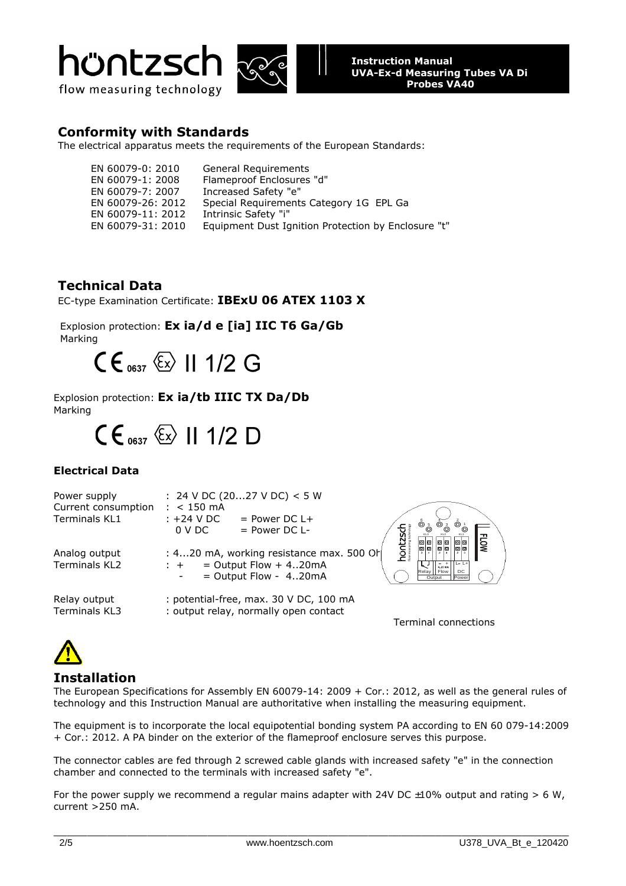## Conformity with Standards

The electrical apparatus meets the requirements of the European Standards:

| | |
|---|---|
| EN 60079-0: 2010 | General Requirements |
| EN 60079-1: 2008 | Flameproof Enclosures "d" |
| EN 60079-7: 2007 | Increased Safety "e" |
| EN 60079-26: 2012 | Special Requirements Category 1G EPL Ga |
| EN 60079-11: 2012 | Intrinsic Safety "i" |
| EN 60079-31: 2010 | Equipment Dust Ignition Protection by Enclosure "t" |

## Technical Data

EC-type Examination Certificate: **IBExU 06 ATEX 1103 X**

Explosion protection: **Ex ia/d e [ia] IIC T6 Ga/Gb**
Marking

CE 0637 Ex II 1/2 G

Explosion protection: **Ex ia/tb IIIC TX Da/Db**
Marking

CE 0637 Ex II 1/2 D

### Electrical Data

| | |
|---|---|
| Power supply | : 24 V DC (20...27 V DC) < 5 W |
| Current consumption | : < 150 mA |
| Terminals KL1 | : +24 V DC = Power DC L+ |
| | 0 V DC = Power DC L- |
| Analog output | : 4...20 mA, working resistance max. 500 Ohm |
| Terminals KL2 | : + = Output Flow + 4..20mA |
| | - = Output Flow - 4..20mA |
| Relay output | : potential-free, max. 30 V DC, 100 mA |
| Terminals KL3 | : output relay, normally open contact |

Terminal connections

## Installation

The European Specifications for Assembly EN 60079-14: 2009 + Cor.: 2012, as well as the general rules of technology and this Instruction Manual are authoritative when installing the measuring equipment.

The equipment is to incorporate the local equipotential bonding system PA according to EN 60 079-14:2009 + Cor.: 2012. A PA binder on the exterior of the flameproof enclosure serves this purpose.

The connector cables are fed through 2 screwed cable glands with increased safety "e" in the connection chamber and connected to the terminals with increased safety "e".

For the power supply we recommend a regular mains adapter with 24V DC ±10% output and rating > 6 W, current >250 mA.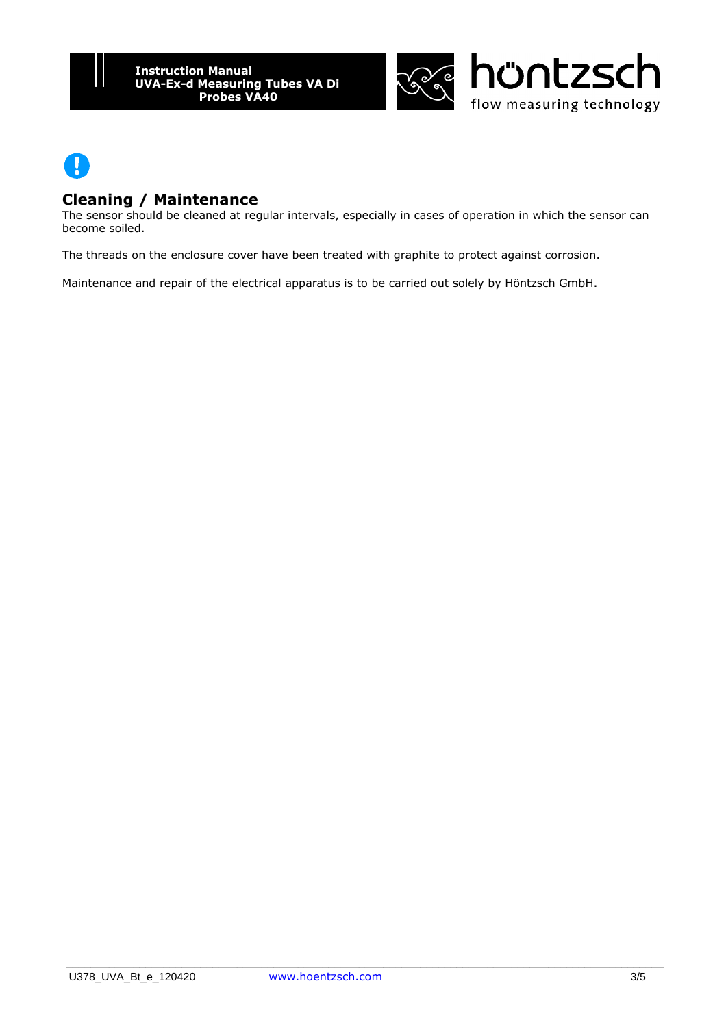## Cleaning / Maintenance

The sensor should be cleaned at regular intervals, especially in cases of operation in which the sensor can become soiled.

The threads on the enclosure cover have been treated with graphite to protect against corrosion.

Maintenance and repair of the electrical apparatus is to be carried out solely by Höntzsch GmbH.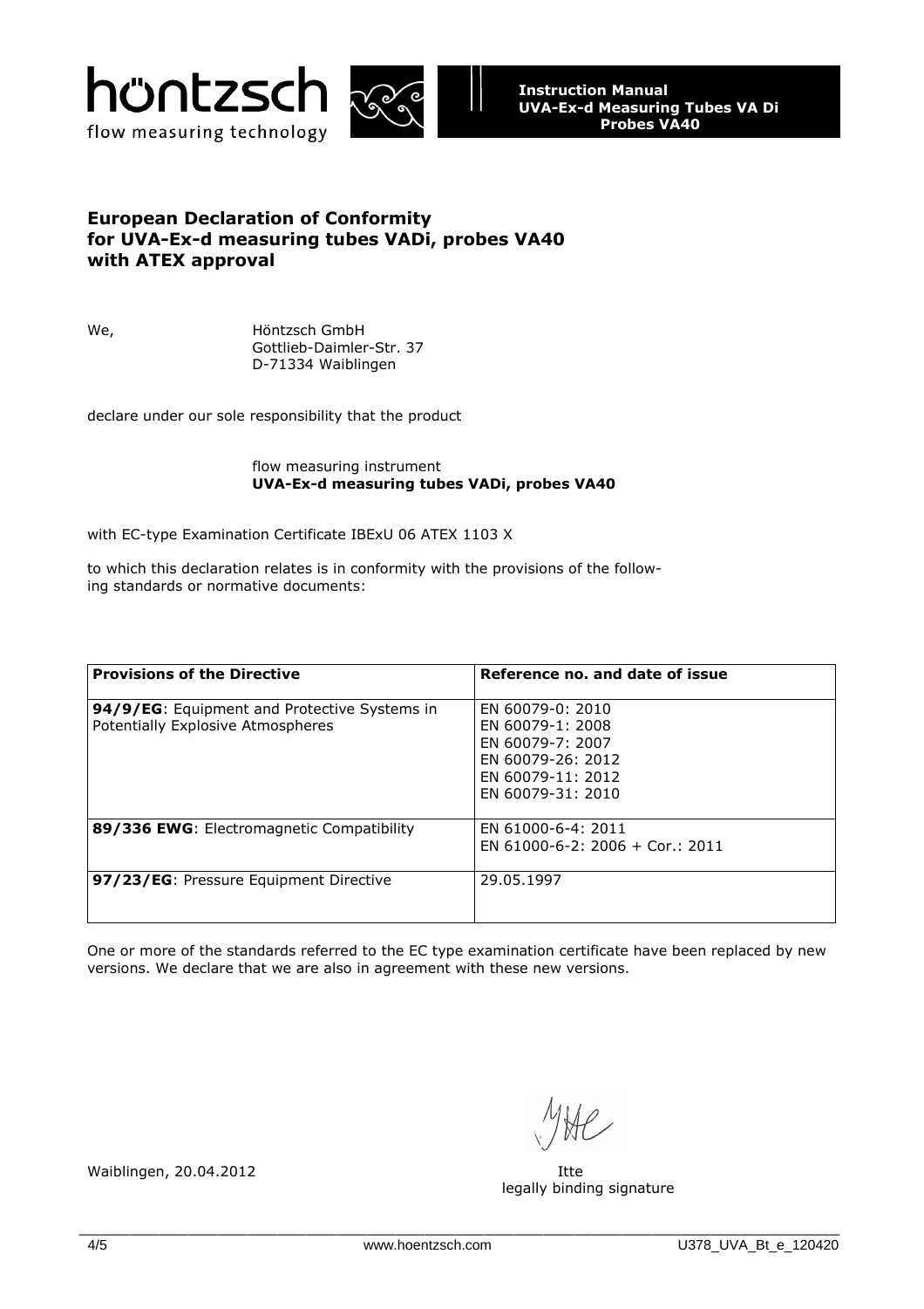## European Declaration of Conformity for UVA-Ex-d measuring tubes VADi, probes VA40 with ATEX approval

We,

Höntzsch GmbH
Gottlieb-Daimler-Str. 37
D-71334 Waiblingen

declare under our sole responsibility that the product

flow measuring instrument
**UVA-Ex-d measuring tubes VADi, probes VA40**

with EC-type Examination Certificate IBExU 06 ATEX 1103 X

to which this declaration relates is in conformity with the provisions of the following standards or normative documents:

| **Provisions of the Directive** | **Reference no. and date of issue** |
|---|---|
| **94/9/EG**: Equipment and Protective Systems in Potentially Explosive Atmospheres | EN 60079-0: 2010<br>EN 60079-1: 2008<br>EN 60079-7: 2007<br>EN 60079-26: 2012<br>EN 60079-11: 2012<br>EN 60079-31: 2010 |
| **89/336 EWG**: Electromagnetic Compatibility | EN 61000-6-4: 2011<br>EN 61000-6-2: 2006 + Cor.: 2011 |
| **97/23/EG**: Pressure Equipment Directive | 29.05.1997 |

One or more of the standards referred to the EC type examination certificate have been replaced by new versions. We declare that we are also in agreement with these new versions.

Waiblingen, 20.04.2012

Itte
legally binding signature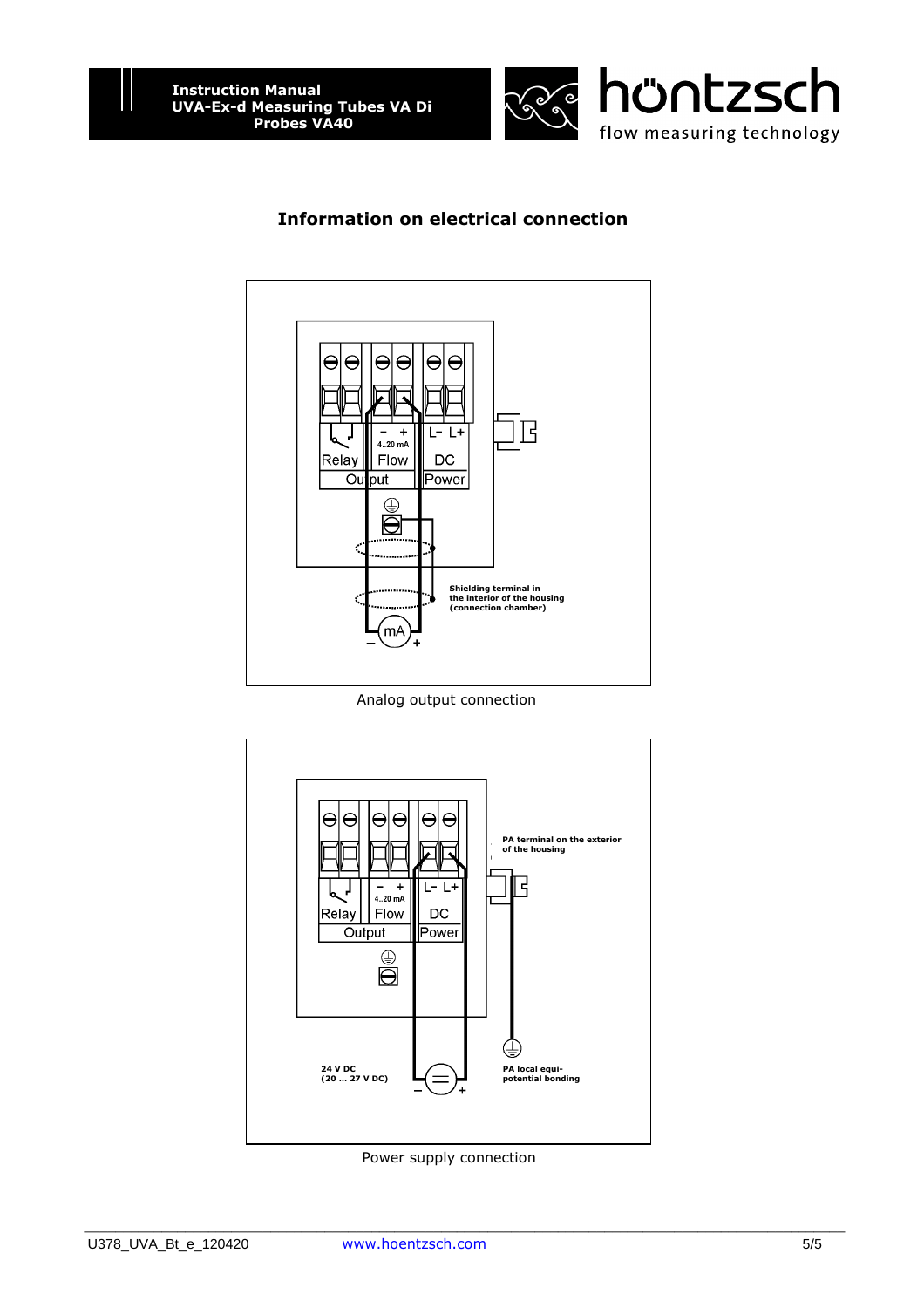## Information on electrical connection

Relay
– +
4..20 mA
Flow
Output
L– L+
DC
Power
Shielding terminal in the interior of the housing (connection chamber)
mA
– +

Analog output connection

Relay
– +
4..20 mA
Flow
Output
L– L+
DC
Power
PA terminal on the exterior of the housing
24 V DC
(20 … 27 V DC)
PA local equipotential bonding
– +

Power supply connection